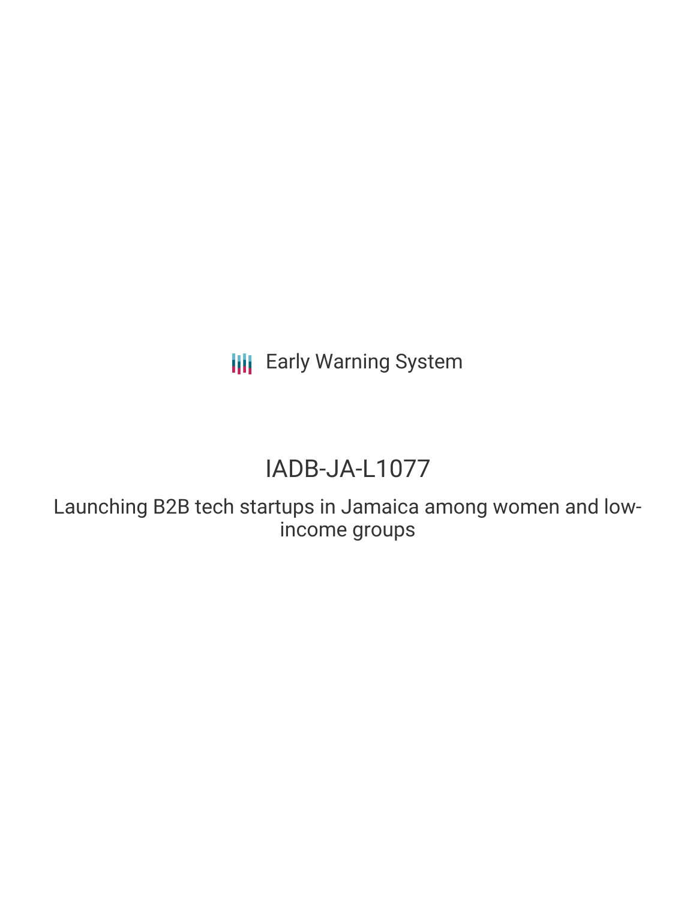Early Warning System

# IADB-JA-L1077

Launching B2B tech startups in Jamaica among women and low-income groups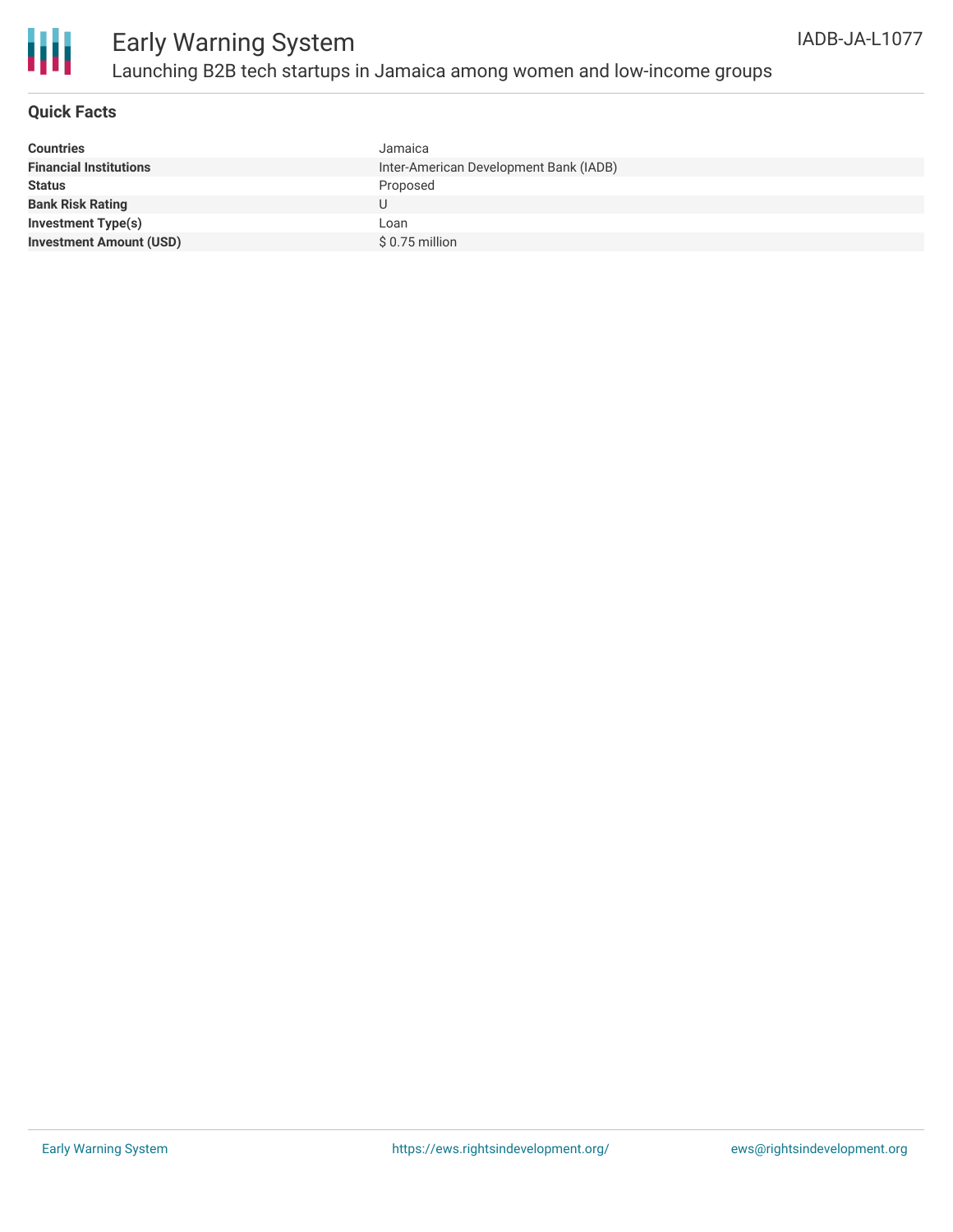# Early Warning System

## Launching B2B tech startups in Jamaica among women and low-income groups

IADB-JA-L1077

### Quick Facts

| | |
|---|---|
| **Countries** | Jamaica |
| **Financial Institutions** | Inter-American Development Bank (IADB) |
| **Status** | Proposed |
| **Bank Risk Rating** | U |
| **Investment Type(s)** | Loan |
| **Investment Amount (USD)** | $ 0.75 million |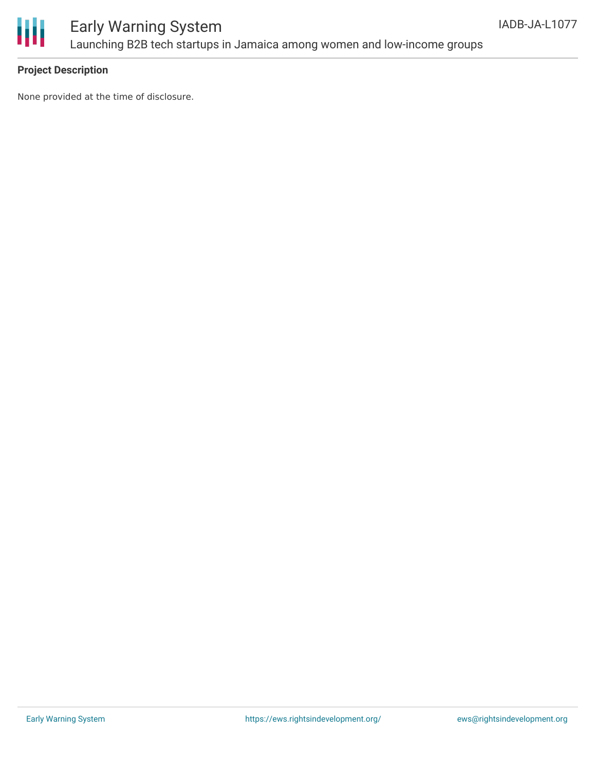## Project Description

None provided at the time of disclosure.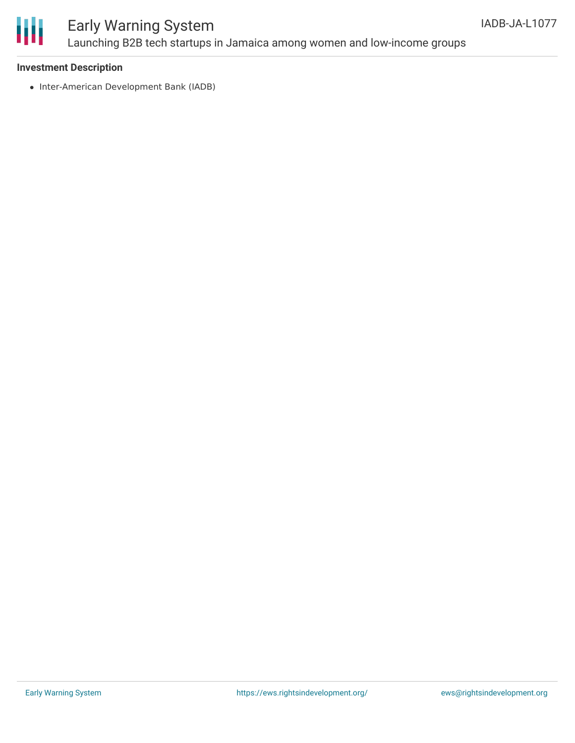**Investment Description**

- Inter-American Development Bank (IADB)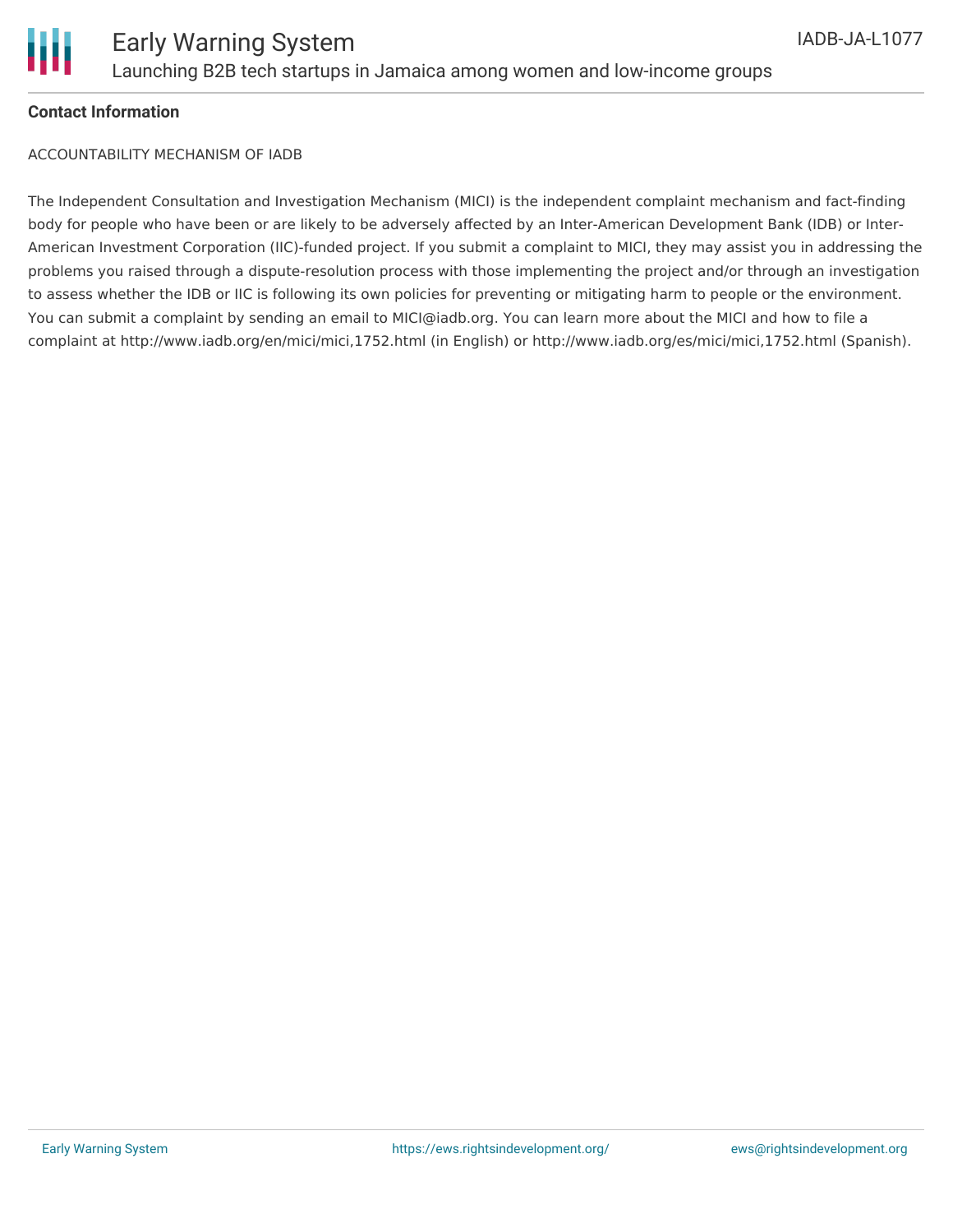**Contact Information**

ACCOUNTABILITY MECHANISM OF IADB

The Independent Consultation and Investigation Mechanism (MICI) is the independent complaint mechanism and fact-finding body for people who have been or are likely to be adversely affected by an Inter-American Development Bank (IDB) or Inter-American Investment Corporation (IIC)-funded project. If you submit a complaint to MICI, they may assist you in addressing the problems you raised through a dispute-resolution process with those implementing the project and/or through an investigation to assess whether the IDB or IIC is following its own policies for preventing or mitigating harm to people or the environment. You can submit a complaint by sending an email to MICI@iadb.org. You can learn more about the MICI and how to file a complaint at http://www.iadb.org/en/mici/mici,1752.html (in English) or http://www.iadb.org/es/mici/mici,1752.html (Spanish).